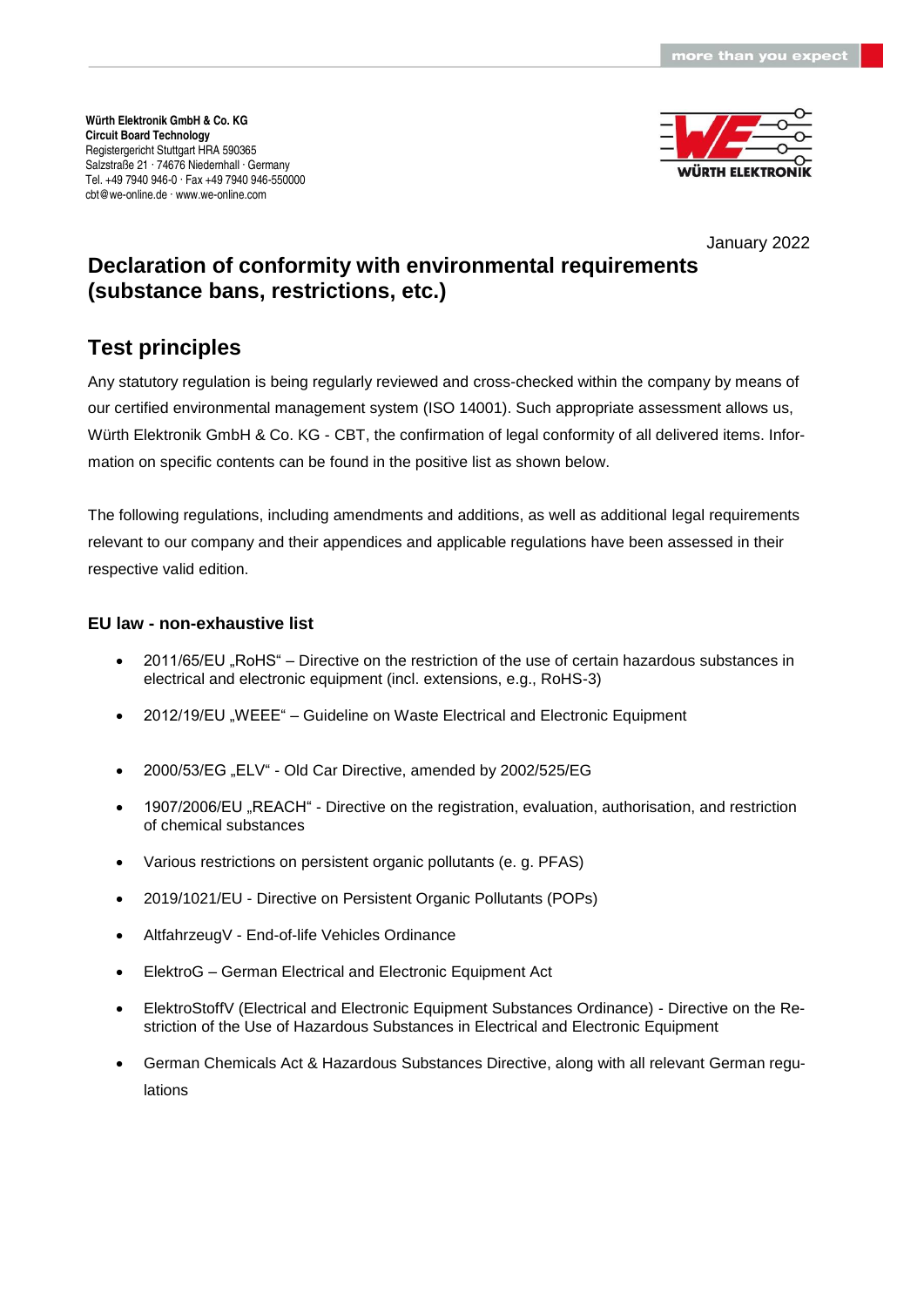**Würth Elektronik GmbH & Co. KG**
**Circuit Board Technology**
Registergericht Stuttgart HRA 590365
Salzstraße 21 · 74676 Niedernhall · Germany
Tel. +49 7940 946-0 · Fax +49 7940 946-550000
cbt@we-online.de · www.we-online.com

January 2022

# Declaration of conformity with environmental requirements (substance bans, restrictions, etc.)

## Test principles

Any statutory regulation is being regularly reviewed and cross-checked within the company by means of our certified environmental management system (ISO 14001). Such appropriate assessment allows us, Würth Elektronik GmbH & Co. KG - CBT, the confirmation of legal conformity of all delivered items. Information on specific contents can be found in the positive list as shown below.

The following regulations, including amendments and additions, as well as additional legal requirements relevant to our company and their appendices and applicable regulations have been assessed in their respective valid edition.

### EU law - non-exhaustive list

- 2011/65/EU „RoHS" – Directive on the restriction of the use of certain hazardous substances in electrical and electronic equipment (incl. extensions, e.g., RoHS-3)
- 2012/19/EU „WEEE" – Guideline on Waste Electrical and Electronic Equipment
- 2000/53/EG „ELV" - Old Car Directive, amended by 2002/525/EG
- 1907/2006/EU „REACH" - Directive on the registration, evaluation, authorisation, and restriction of chemical substances
- Various restrictions on persistent organic pollutants (e. g. PFAS)
- 2019/1021/EU - Directive on Persistent Organic Pollutants (POPs)
- AltfahrzeugV - End-of-life Vehicles Ordinance
- ElektroG – German Electrical and Electronic Equipment Act
- ElektroStoffV (Electrical and Electronic Equipment Substances Ordinance) - Directive on the Restriction of the Use of Hazardous Substances in Electrical and Electronic Equipment
- German Chemicals Act & Hazardous Substances Directive, along with all relevant German regulations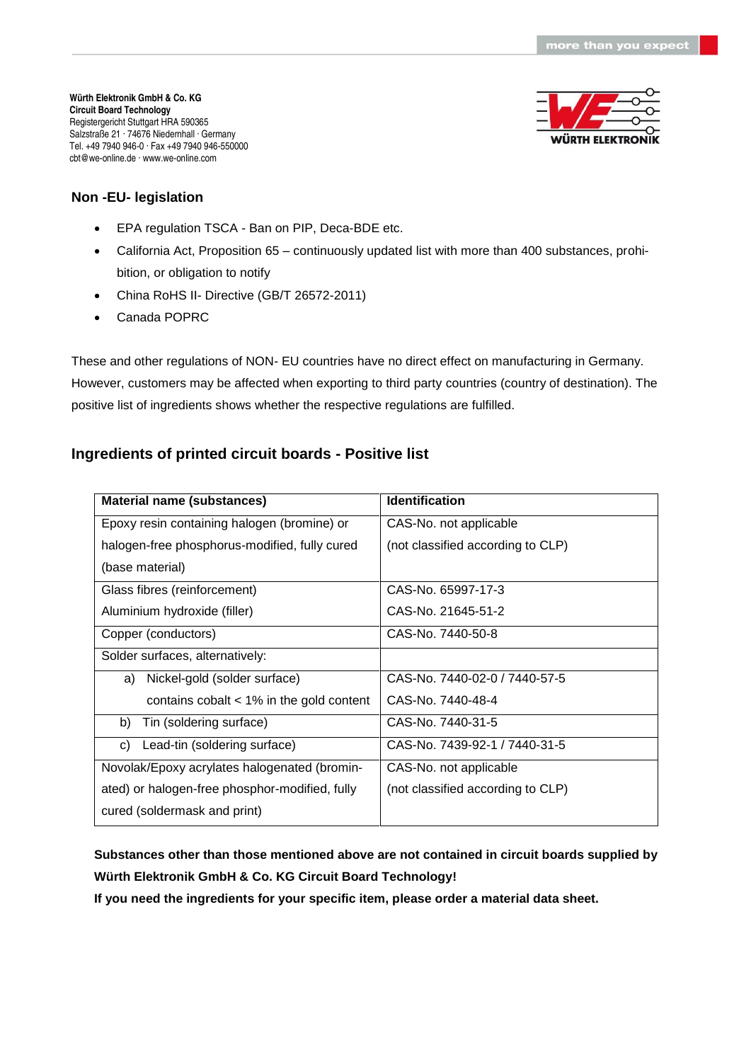Würth Elektronik GmbH & Co. KG
Circuit Board Technology
Registergericht Stuttgart HRA 590365
Salzstraße 21 · 74676 Niedernhall · Germany
Tel. +49 7940 946-0 · Fax +49 7940 946-550000
cbt@we-online.de · www.we-online.com

## Non -EU- legislation

- EPA regulation TSCA - Ban on PIP, Deca-BDE etc.
- California Act, Proposition 65 – continuously updated list with more than 400 substances, prohibition, or obligation to notify
- China RoHS II- Directive (GB/T 26572-2011)
- Canada POPRC

These and other regulations of NON- EU countries have no direct effect on manufacturing in Germany. However, customers may be affected when exporting to third party countries (country of destination). The positive list of ingredients shows whether the respective regulations are fulfilled.

## Ingredients of printed circuit boards - Positive list

| Material name (substances) | Identification |
|---|---|
| Epoxy resin containing halogen (bromine) or halogen-free phosphorus-modified, fully cured (base material) | CAS-No. not applicable (not classified according to CLP) |
| Glass fibres (reinforcement)<br>Aluminium hydroxide (filler) | CAS-No. 65997-17-3<br>CAS-No. 21645-51-2 |
| Copper (conductors) | CAS-No. 7440-50-8 |
| Solder surfaces, alternatively: | |
| a) Nickel-gold (solder surface)<br>contains cobalt < 1% in the gold content | CAS-No. 7440-02-0 / 7440-57-5<br>CAS-No. 7440-48-4 |
| b) Tin (soldering surface) | CAS-No. 7440-31-5 |
| c) Lead-tin (soldering surface) | CAS-No. 7439-92-1 / 7440-31-5 |
| Novolak/Epoxy acrylates halogenated (brominated) or halogen-free phosphor-modified, fully cured (soldermask and print) | CAS-No. not applicable (not classified according to CLP) |

**Substances other than those mentioned above are not contained in circuit boards supplied by Würth Elektronik GmbH & Co. KG Circuit Board Technology!**
**If you need the ingredients for your specific item, please order a material data sheet.**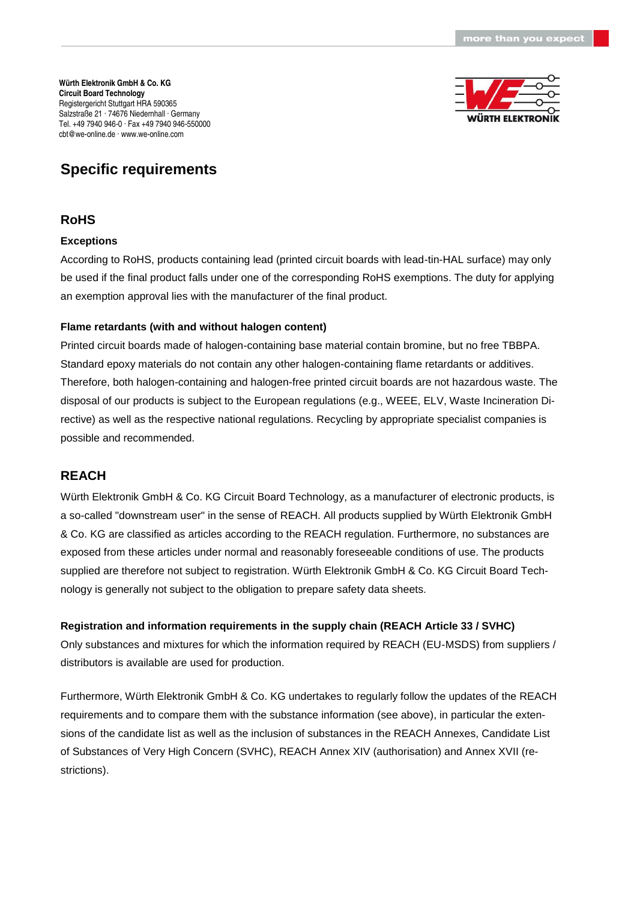**Würth Elektronik GmbH & Co. KG**
**Circuit Board Technology**
Registergericht Stuttgart HRA 590365
Salzstraße 21 · 74676 Niedernhall · Germany
Tel. +49 7940 946-0 · Fax +49 7940 946-550000
cbt@we-online.de · www.we-online.com

# Specific requirements

## RoHS

### Exceptions

According to RoHS, products containing lead (printed circuit boards with lead-tin-HAL surface) may only be used if the final product falls under one of the corresponding RoHS exemptions. The duty for applying an exemption approval lies with the manufacturer of the final product.

### Flame retardants (with and without halogen content)

Printed circuit boards made of halogen-containing base material contain bromine, but no free TBBPA. Standard epoxy materials do not contain any other halogen-containing flame retardants or additives. Therefore, both halogen-containing and halogen-free printed circuit boards are not hazardous waste. The disposal of our products is subject to the European regulations (e.g., WEEE, ELV, Waste Incineration Directive) as well as the respective national regulations. Recycling by appropriate specialist companies is possible and recommended.

## REACH

Würth Elektronik GmbH & Co. KG Circuit Board Technology, as a manufacturer of electronic products, is a so-called "downstream user" in the sense of REACH. All products supplied by Würth Elektronik GmbH & Co. KG are classified as articles according to the REACH regulation. Furthermore, no substances are exposed from these articles under normal and reasonably foreseeable conditions of use. The products supplied are therefore not subject to registration. Würth Elektronik GmbH & Co. KG Circuit Board Technology is generally not subject to the obligation to prepare safety data sheets.

### Registration and information requirements in the supply chain (REACH Article 33 / SVHC)

Only substances and mixtures for which the information required by REACH (EU-MSDS) from suppliers / distributors is available are used for production.

Furthermore, Würth Elektronik GmbH & Co. KG undertakes to regularly follow the updates of the REACH requirements and to compare them with the substance information (see above), in particular the extensions of the candidate list as well as the inclusion of substances in the REACH Annexes, Candidate List of Substances of Very High Concern (SVHC), REACH Annex XIV (authorisation) and Annex XVII (restrictions).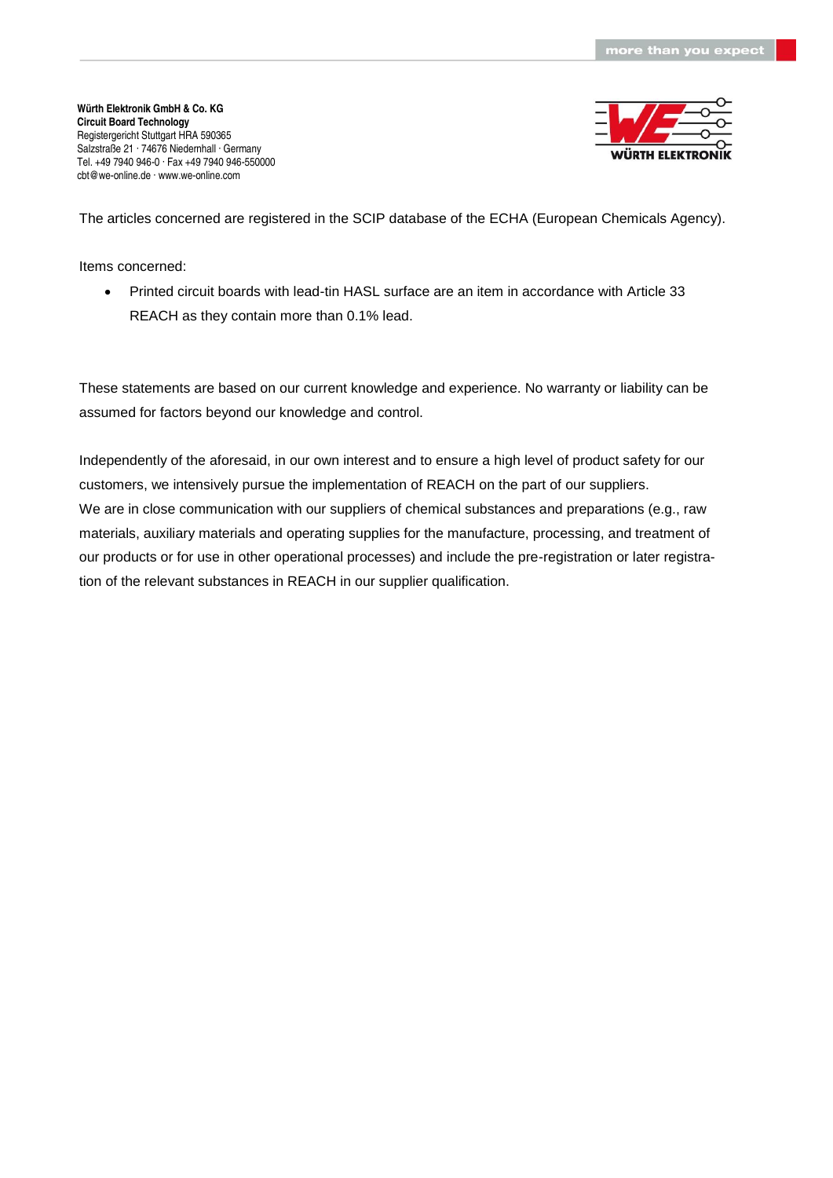**Würth Elektronik GmbH & Co. KG**
**Circuit Board Technology**
Registergericht Stuttgart HRA 590365
Salzstraße 21 · 74676 Niedernhall · Germany
Tel. +49 7940 946-0 · Fax +49 7940 946-550000
cbt@we-online.de · www.we-online.com

The articles concerned are registered in the SCIP database of the ECHA (European Chemicals Agency).

Items concerned:

- Printed circuit boards with lead-tin HASL surface are an item in accordance with Article 33 REACH as they contain more than 0.1% lead.

These statements are based on our current knowledge and experience. No warranty or liability can be assumed for factors beyond our knowledge and control.

Independently of the aforesaid, in our own interest and to ensure a high level of product safety for our customers, we intensively pursue the implementation of REACH on the part of our suppliers.
We are in close communication with our suppliers of chemical substances and preparations (e.g., raw materials, auxiliary materials and operating supplies for the manufacture, processing, and treatment of our products or for use in other operational processes) and include the pre-registration or later registration of the relevant substances in REACH in our supplier qualification.